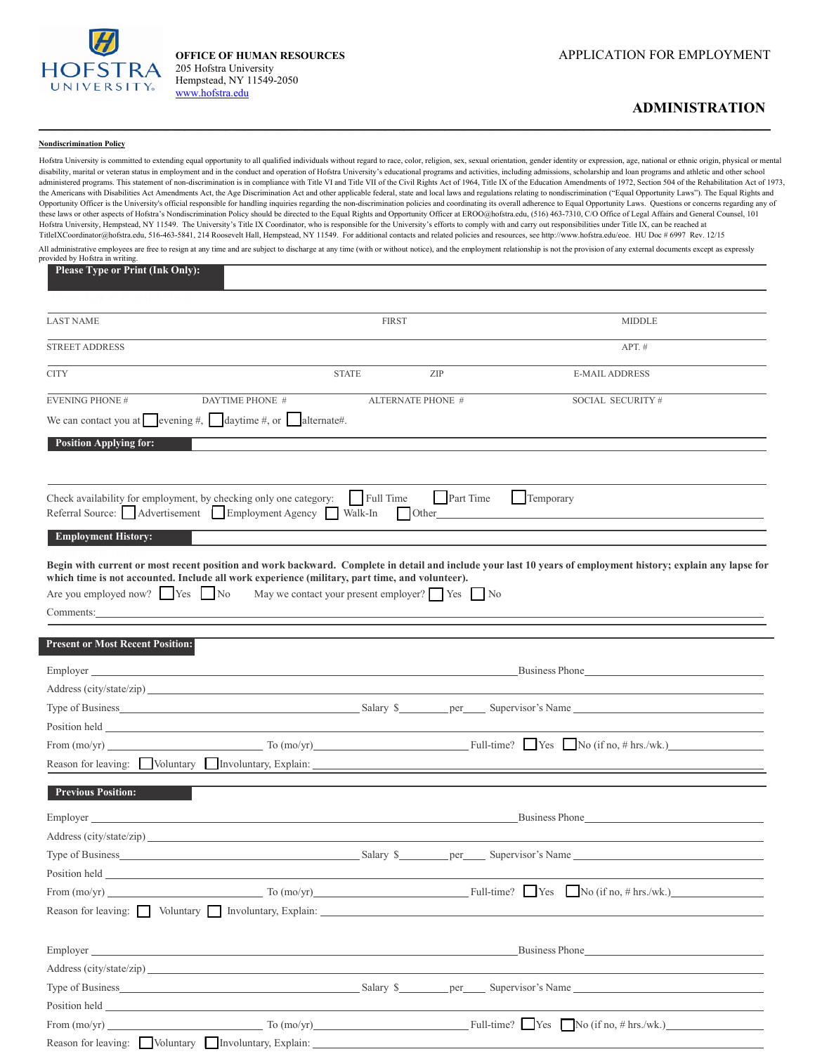**HOFSTRA UNIVERSITY**

**OFFICE OF HUMAN RESOURCES**
205 Hofstra University
Hempstead, NY 11549-2050
www.hofstra.edu

APPLICATION FOR EMPLOYMENT

## ADMINISTRATION

**Nondiscrimination Policy**

Hofstra University is committed to extending equal opportunity to all qualified individuals without regard to race, color, religion, sex, sexual orientation, gender identity or expression, age, national or ethnic origin, physical or mental disability, marital or veteran status in employment and in the conduct and operation of Hofstra University's educational programs and activities, including admissions, scholarship and loan programs and athletic and other school administered programs. This statement of non-discrimination is in compliance with Title VI and Title VII of the Civil Rights Act of 1964, Title IX of the Education Amendments of 1972, Section 504 of the Rehabilitation Act of 1973, the Americans with Disabilities Act Amendments Act, the Age Discrimination Act and other applicable federal, state and local laws and regulations relating to nondiscrimination ("Equal Opportunity Laws"). The Equal Rights and Opportunity Officer is the University's official responsible for handling inquiries regarding the non-discrimination policies and coordinating its overall adherence to Equal Opportunity Laws. Questions or concerns regarding any of these laws or other aspects of Hofstra's Nondiscrimination Policy should be directed to the Equal Rights and Opportunity Officer at EROO@hofstra.edu, (516) 463-7310, C/O Office of Legal Affairs and General Counsel, 101 Hofstra University, Hempstead, NY 11549. The University's Title IX Coordinator, who is responsible for the University's efforts to comply with and carry out responsibilities under Title IX, can be reached at TitleIXCoordinator@hofstra.edu, 516-463-5841, 214 Roosevelt Hall, Hempstead, NY 11549. For additional contacts and related policies and resources, see http://www.hofstra.edu/eoe. HU Doc # 6997 Rev. 12/15

All administrative employees are free to resign at any time and are subject to discharge at any time (with or without notice), and the employment relationship is not the provision of any external documents except as expressly provided by Hofstra in writing.

**Please Type or Print (Ink Only):**

LAST NAME　　FIRST　　MIDDLE

STREET ADDRESS　　APT. #

CITY　　STATE　　ZIP　　E-MAIL ADDRESS

EVENING PHONE #　　DAYTIME PHONE #　　ALTERNATE PHONE #　　SOCIAL SECURITY #

We can contact you at ☐ evening #, ☐ daytime #, or ☐ alternate#.

**Position Applying for:**

Check availability for employment, by checking only one category: ☐ Full Time ☐ Part Time ☐ Temporary

Referral Source: ☐ Advertisement ☐ Employment Agency ☐ Walk-In ☐ Other____________

**Employment History:**

**Begin with current or most recent position and work backward. Complete in detail and include your last 10 years of employment history; explain any lapse for which time is not accounted. Include all work experience (military, part time, and volunteer).**

Are you employed now? ☐ Yes ☐ No　　May we contact your present employer? ☐ Yes ☐ No

Comments:____________

**Present or Most Recent Position:**

Employer ____________ Business Phone____________

Address (city/state/zip) ____________

Type of Business____________ Salary $________per____ Supervisor's Name ____________

Position held ____________

From (mo/yr) ____________ To (mo/yr)____________ Full-time? ☐ Yes ☐ No (if no, # hrs./wk.)____________

Reason for leaving: ☐ Voluntary ☐ Involuntary, Explain: ____________

**Previous Position:**

Employer ____________ Business Phone____________

Address (city/state/zip) ____________

Type of Business____________ Salary $________per____ Supervisor's Name ____________

Position held ____________

From (mo/yr) ____________ To (mo/yr)____________ Full-time? ☐ Yes ☐ No (if no, # hrs./wk.)____________

Reason for leaving: ☐ Voluntary ☐ Involuntary, Explain: ____________

Employer ____________ Business Phone____________

Address (city/state/zip) ____________

Type of Business____________ Salary $________per____ Supervisor's Name ____________

Position held ____________

From (mo/yr) ____________ To (mo/yr)____________ Full-time? ☐ Yes ☐ No (if no, # hrs./wk.)____________

Reason for leaving: ☐ Voluntary ☐ Involuntary, Explain: ____________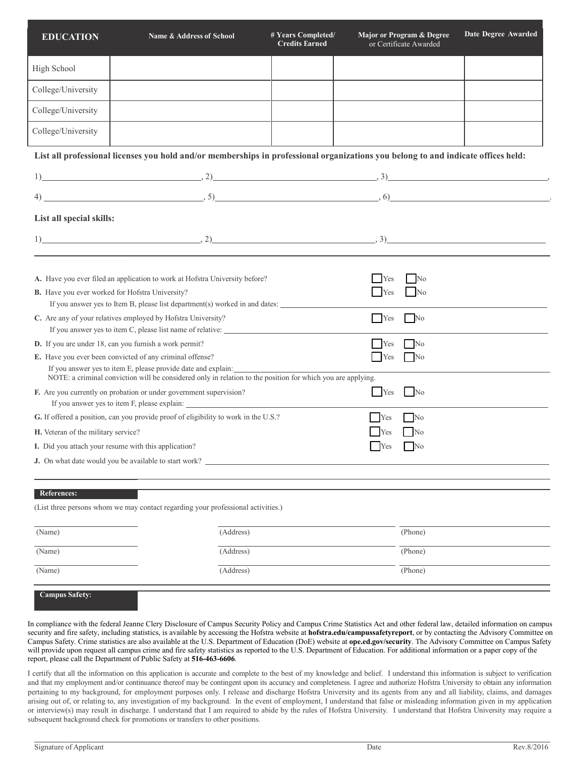| EDUCATION | Name & Address of School | # Years Completed/ Credits Earned | Major or Program & Degree or Certificate Awarded | Date Degree Awarded |
|---|---|---|---|---|
| High School | | | | |
| College/University | | | | |
| College/University | | | | |
| College/University | | | | |

**List all professional licenses you hold and/or memberships in professional organizations you belong to and indicate offices held:**

1)\_\_\_\_\_\_\_\_\_\_\_\_\_\_\_\_\_\_\_\_, 2)\_\_\_\_\_\_\_\_\_\_\_\_\_\_\_\_\_\_\_\_, 3)\_\_\_\_\_\_\_\_\_\_\_\_\_\_\_\_\_\_\_\_,

4)\_\_\_\_\_\_\_\_\_\_\_\_\_\_\_\_\_\_\_\_, 5)\_\_\_\_\_\_\_\_\_\_\_\_\_\_\_\_\_\_\_\_, 6)\_\_\_\_\_\_\_\_\_\_\_\_\_\_\_\_\_\_\_\_.

**List all special skills:**

1)\_\_\_\_\_\_\_\_\_\_\_\_\_\_\_\_\_\_\_\_, 2)\_\_\_\_\_\_\_\_\_\_\_\_\_\_\_\_\_\_\_\_, 3)\_\_\_\_\_\_\_\_\_\_\_\_\_\_\_\_\_\_\_\_

**A.** Have you ever filed an application to work at Hofstra University before? ☐ Yes ☐ No

**B.** Have you ever worked for Hofstra University? ☐ Yes ☐ No

If you answer yes to Item B, please list department(s) worked in and dates: \_\_\_\_\_\_\_\_\_\_\_\_\_\_\_\_\_\_\_\_

**C.** Are any of your relatives employed by Hofstra University? ☐ Yes ☐ No

If you answer yes to item C, please list name of relative: \_\_\_\_\_\_\_\_\_\_\_\_\_\_\_\_\_\_\_\_

**D.** If you are under 18, can you furnish a work permit? ☐ Yes ☐ No

**E.** Have you ever been convicted of any criminal offense? ☐ Yes ☐ No

If you answer yes to item E, please provide date and explain: \_\_\_\_\_\_\_\_\_\_\_\_\_\_\_\_\_\_\_\_

NOTE: a criminal conviction will be considered only in relation to the position for which you are applying.

**F.** Are you currently on probation or under government supervision? ☐ Yes ☐ No

If you answer yes to item F, please explain: \_\_\_\_\_\_\_\_\_\_\_\_\_\_\_\_\_\_\_\_

**G.** If offered a position, can you provide proof of eligibility to work in the U.S.? ☐ Yes ☐ No

**H.** Veteran of the military service? ☐ Yes ☐ No

**I.** Did you attach your resume with this application? ☐ Yes ☐ No

**J.** On what date would you be available to start work? \_\_\_\_\_\_\_\_\_\_\_\_\_\_\_\_\_\_\_\_

## References:

(List three persons whom we may contact regarding your professional activities.)

| | | |
|---|---|---|
| (Name) | (Address) | (Phone) |
| (Name) | (Address) | (Phone) |
| (Name) | (Address) | (Phone) |

## Campus Safety:

In compliance with the federal Jeanne Clery Disclosure of Campus Security Policy and Campus Crime Statistics Act and other federal law, detailed information on campus security and fire safety, including statistics, is available by accessing the Hofstra website at **hofstra.edu/campussafetyreport**, or by contacting the Advisory Committee on Campus Safety. Crime statistics are also available at the U.S. Department of Education (DoE) website at **ope.ed.gov/security**. The Advisory Committee on Campus Safety will provide upon request all campus crime and fire safety statistics as reported to the U.S. Department of Education. For additional information or a paper copy of the report, please call the Department of Public Safety at **516-463-6606**.

I certify that all the information on this application is accurate and complete to the best of my knowledge and belief. I understand this information is subject to verification and that my employment and/or continuance thereof may be contingent upon its accuracy and completeness. I agree and authorize Hofstra University to obtain any information pertaining to my background, for employment purposes only. I release and discharge Hofstra University and its agents from any and all liability, claims, and damages arising out of, or relating to, any investigation of my background. In the event of employment, I understand that false or misleading information given in my application or interview(s) may result in discharge. I understand that I am required to abide by the rules of Hofstra University. I understand that Hofstra University may require a subsequent background check for promotions or transfers to other positions.

\_\_\_\_\_\_\_\_\_\_\_\_\_\_\_\_\_\_\_\_

Signature of Applicant &nbsp;&nbsp;&nbsp;&nbsp; Date &nbsp;&nbsp;&nbsp;&nbsp; Rev.8/2016